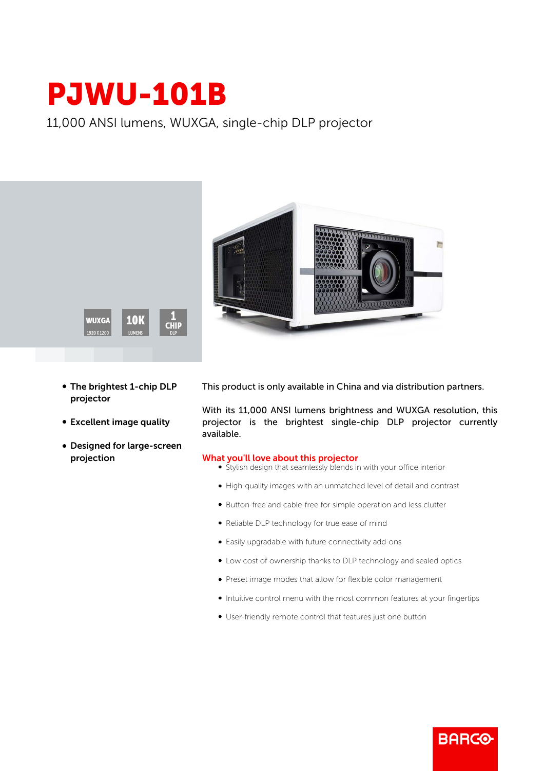# PJWU-101B

11,000 ANSI lumens, WUXGA, single-chip DLP projector

- **The brightest 1-chip DLP projector**
- **Excellent image quality**
- **Designed for large-screen projection**

This product is only available in China and via distribution partners.

With its 11,000 ANSI lumens brightness and WUXGA resolution, this projector is the brightest single-chip DLP projector currently available.

## What you'll love about this projector

- Stylish design that seamlessly blends in with your office interior
- High-quality images with an unmatched level of detail and contrast
- Button-free and cable-free for simple operation and less clutter
- Reliable DLP technology for true ease of mind
- Easily upgradable with future connectivity add-ons
- Low cost of ownership thanks to DLP technology and sealed optics
- Preset image modes that allow for flexible color management
- Intuitive control menu with the most common features at your fingertips
- User-friendly remote control that features just one button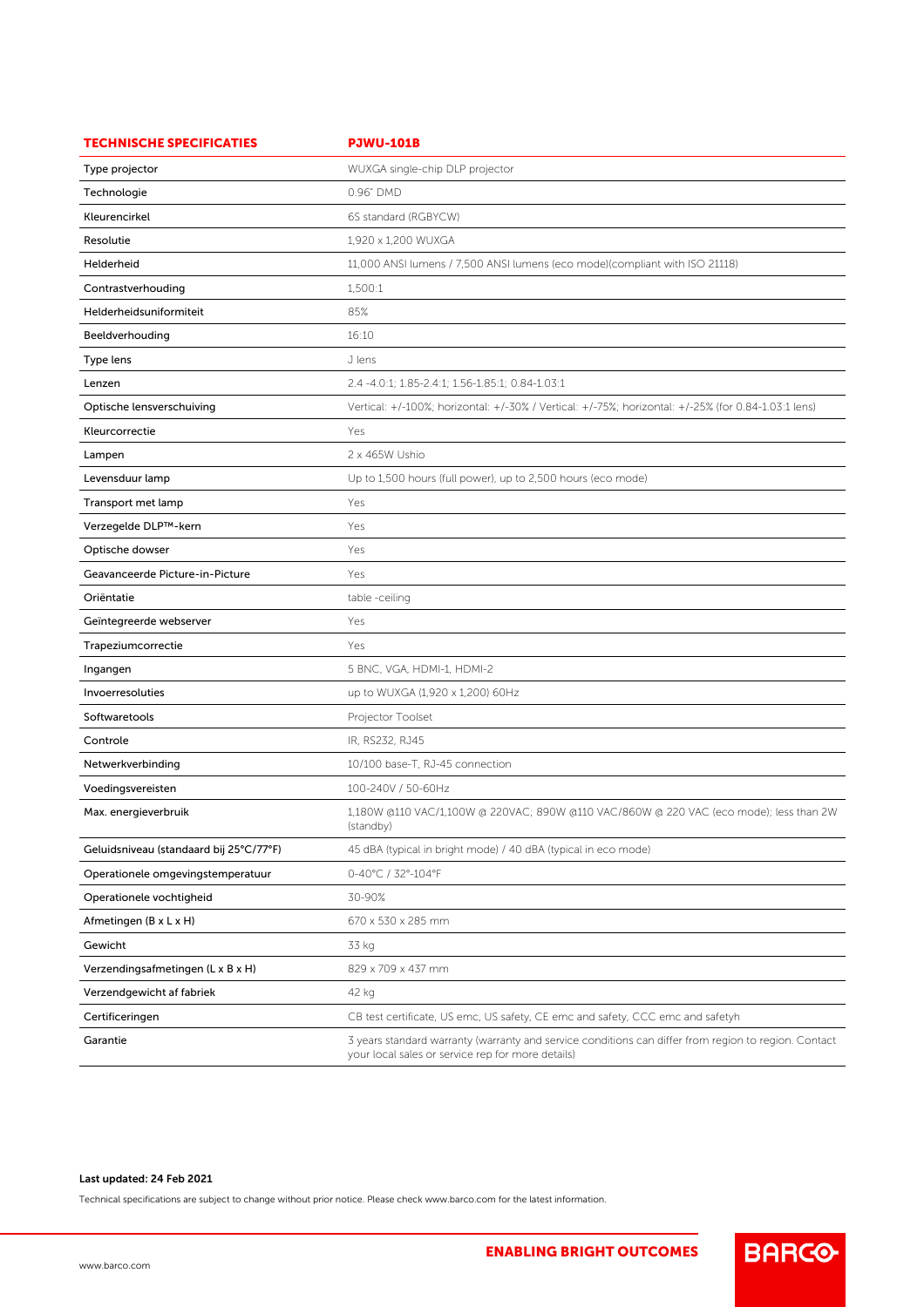| TECHNISCHE SPECIFICATIES | PJWU-101B |
|---|---|
| Type projector | WUXGA single-chip DLP projector |
| Technologie | 0.96" DMD |
| Kleurencirkel | 6S standard (RGBYCW) |
| Resolutie | 1,920 x 1,200 WUXGA |
| Helderheid | 11,000 ANSI lumens / 7,500 ANSI lumens (eco mode)(compliant with ISO 21118) |
| Contrastverhouding | 1,500:1 |
| Helderheidsuniformiteit | 85% |
| Beeldverhouding | 16:10 |
| Type lens | J lens |
| Lenzen | 2.4 -4.0:1; 1.85-2.4:1; 1.56-1.85:1; 0.84-1.03:1 |
| Optische lensverschuiving | Vertical: +/-100%; horizontal: +/-30% / Vertical: +/-75%; horizontal: +/-25% (for 0.84-1.03:1 lens) |
| Kleurcorrectie | Yes |
| Lampen | 2 x 465W Ushio |
| Levensduur lamp | Up to 1,500 hours (full power), up to 2,500 hours (eco mode) |
| Transport met lamp | Yes |
| Verzegelde DLP™-kern | Yes |
| Optische dowser | Yes |
| Geavanceerde Picture-in-Picture | Yes |
| Oriëntatie | table -ceiling |
| Geïntegreerde webserver | Yes |
| Trapeziumcorrectie | Yes |
| Ingangen | 5 BNC, VGA, HDMI-1, HDMI-2 |
| Invoerresoluties | up to WUXGA (1,920 x 1,200) 60Hz |
| Softwaretools | Projector Toolset |
| Controle | IR, RS232, RJ45 |
| Netwerkverbinding | 10/100 base-T, RJ-45 connection |
| Voedingsvereisten | 100-240V / 50-60Hz |
| Max. energieverbruik | 1,180W @110 VAC/1,100W @ 220VAC; 890W @110 VAC/860W @ 220 VAC (eco mode); less than 2W (standby) |
| Geluidsniveau (standaard bij 25°C/77°F) | 45 dBA (typical in bright mode) / 40 dBA (typical in eco mode) |
| Operationele omgevingstemperatuur | 0-40°C / 32°-104°F |
| Operationele vochtigheid | 30-90% |
| Afmetingen (B x L x H) | 670 x 530 x 285 mm |
| Gewicht | 33 kg |
| Verzendingsafmetingen (L x B x H) | 829 x 709 x 437 mm |
| Verzendgewicht af fabriek | 42 kg |
| Certificeringen | CB test certificate, US emc, US safety, CE emc and safety, CCC emc and safetyh |
| Garantie | 3 years standard warranty (warranty and service conditions can differ from region to region. Contact your local sales or service rep for more details) |

**Last updated: 24 Feb 2021**

Technical specifications are subject to change without prior notice. Please check www.barco.com for the latest information.